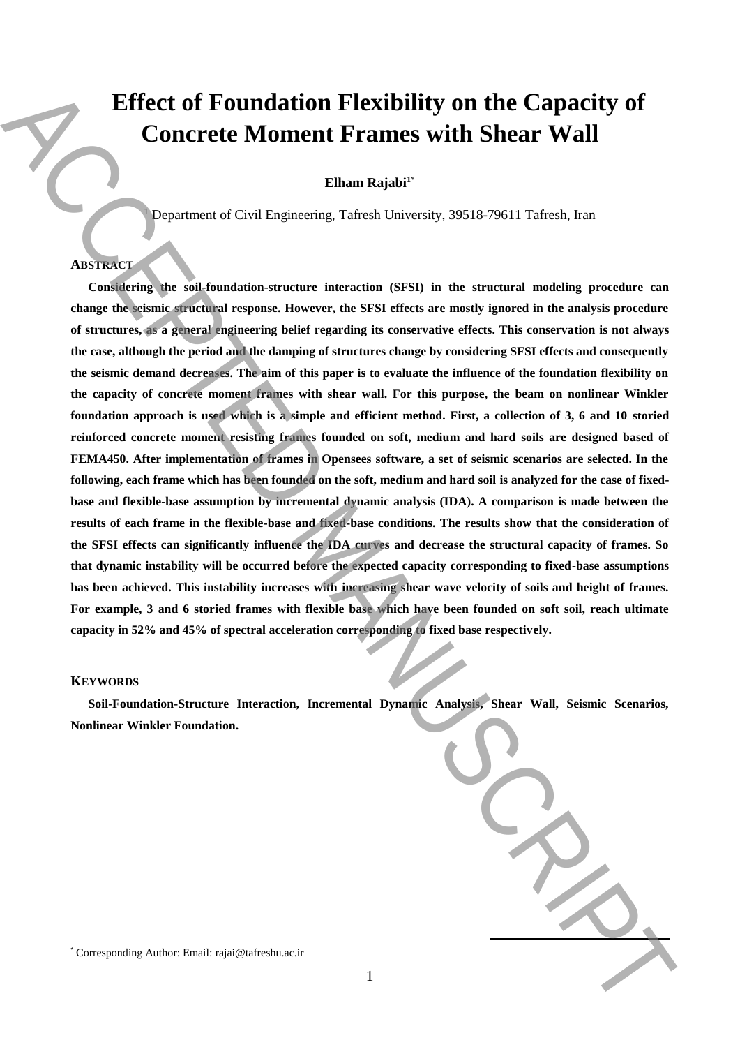# Effect of Foundation Flexibility on the Capacity of Concrete Moment Frames with Shear Wall

**Elham Rajabi**[1*]

[1] Department of Civil Engineering, Tafresh University, 39518-79611 Tafresh, Iran

## ABSTRACT

**Considering the soil-foundation-structure interaction (SFSI) in the structural modeling procedure can change the seismic structural response. However, the SFSI effects are mostly ignored in the analysis procedure of structures, as a general engineering belief regarding its conservative effects. This conservation is not always the case, although the period and the damping of structures change by considering SFSI effects and consequently the seismic demand decreases. The aim of this paper is to evaluate the influence of the foundation flexibility on the capacity of concrete moment frames with shear wall. For this purpose, the beam on nonlinear Winkler foundation approach is used which is a simple and efficient method. First, a collection of 3, 6 and 10 storied reinforced concrete moment resisting frames founded on soft, medium and hard soils are designed based of FEMA450. After implementation of frames in Opensees software, a set of seismic scenarios are selected. In the following, each frame which has been founded on the soft, medium and hard soil is analyzed for the case of fixed-base and flexible-base assumption by incremental dynamic analysis (IDA). A comparison is made between the results of each frame in the flexible-base and fixed-base conditions. The results show that the consideration of the SFSI effects can significantly influence the IDA curves and decrease the structural capacity of frames. So that dynamic instability will be occurred before the expected capacity corresponding to fixed-base assumptions has been achieved. This instability increases with increasing shear wave velocity of soils and height of frames. For example, 3 and 6 storied frames with flexible base which have been founded on soft soil, reach ultimate capacity in 52% and 45% of spectral acceleration corresponding to fixed base respectively.**

## KEYWORDS

**Soil-Foundation-Structure Interaction, Incremental Dynamic Analysis, Shear Wall, Seismic Scenarios, Nonlinear Winkler Foundation.**

[*] Corresponding Author: Email: rajai@tafreshu.ac.ir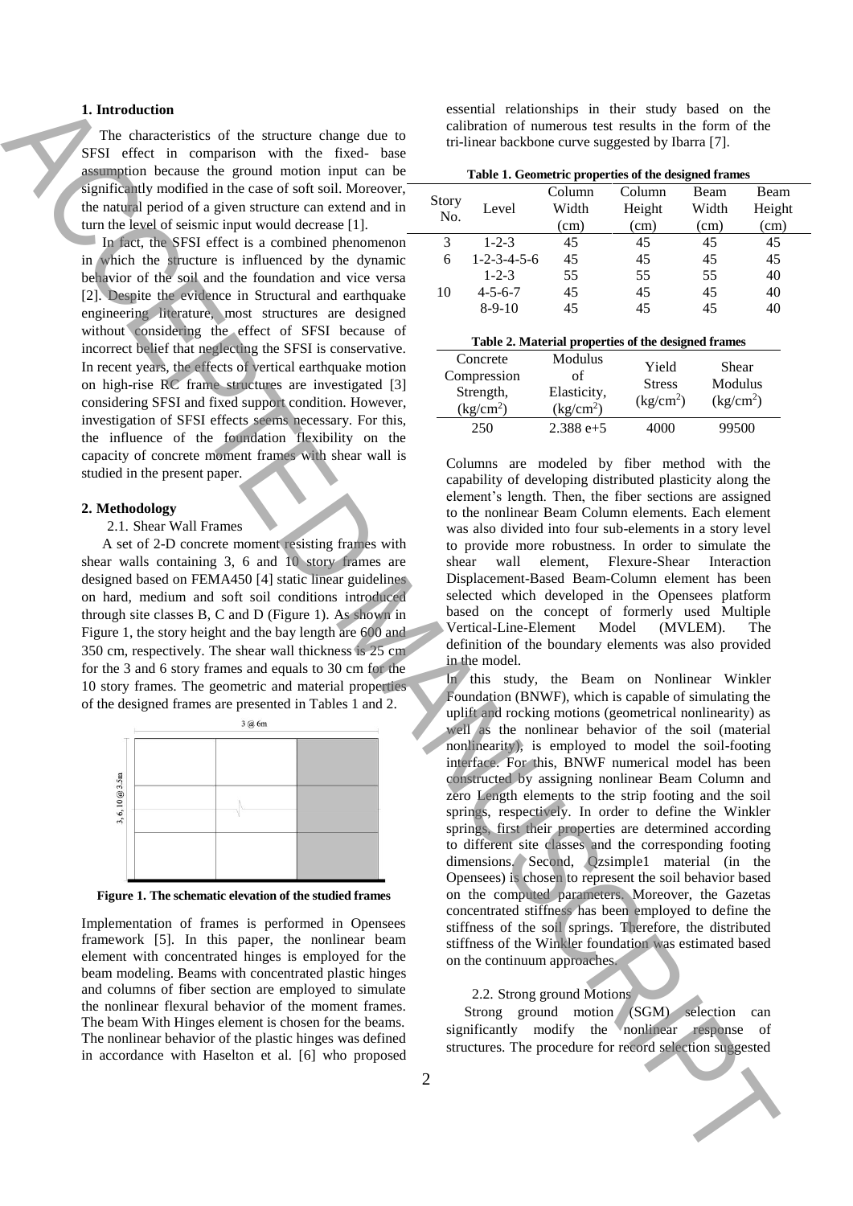## 1. Introduction

The characteristics of the structure change due to SFSI effect in comparison with the fixed- base assumption because the ground motion input can be significantly modified in the case of soft soil. Moreover, the natural period of a given structure can extend and in turn the level of seismic input would decrease [1].

In fact, the SFSI effect is a combined phenomenon in which the structure is influenced by the dynamic behavior of the soil and the foundation and vice versa [2]. Despite the evidence in Structural and earthquake engineering literature, most structures are designed without considering the effect of SFSI because of incorrect belief that neglecting the SFSI is conservative. In recent years, the effects of vertical earthquake motion on high-rise RC frame structures are investigated [3] considering SFSI and fixed support condition. However, investigation of SFSI effects seems necessary. For this, the influence of the foundation flexibility on the capacity of concrete moment frames with shear wall is studied in the present paper.

## 2. Methodology

### 2.1. Shear Wall Frames

A set of 2-D concrete moment resisting frames with shear walls containing 3, 6 and 10 story frames are designed based on FEMA450 [4] static linear guidelines on hard, medium and soft soil conditions introduced through site classes B, C and D (Figure 1). As shown in Figure 1, the story height and the bay length are 600 and 350 cm, respectively. The shear wall thickness is 25 cm for the 3 and 6 story frames and equals to 30 cm for the 10 story frames. The geometric and material properties of the designed frames are presented in Tables 1 and 2.

**Figure 1. The schematic elevation of the studied frames**

Implementation of frames is performed in Opensees framework [5]. In this paper, the nonlinear beam element with concentrated hinges is employed for the beam modeling. Beams with concentrated plastic hinges and columns of fiber section are employed to simulate the nonlinear flexural behavior of the moment frames. The beam With Hinges element is chosen for the beams. The nonlinear behavior of the plastic hinges was defined in accordance with Haselton et al. [6] who proposed essential relationships in their study based on the calibration of numerous test results in the form of the tri-linear backbone curve suggested by Ibarra [7].

**Table 1. Geometric properties of the designed frames**

| Story No. | Level | Column Width (cm) | Column Height (cm) | Beam Width (cm) | Beam Height (cm) |
|---|---|---|---|---|---|
| 3 | 1-2-3 | 45 | 45 | 45 | 45 |
| 6 | 1-2-3-4-5-6 | 45 | 45 | 45 | 45 |
| | 1-2-3 | 55 | 55 | 55 | 40 |
| 10 | 4-5-6-7 | 45 | 45 | 45 | 40 |
| | 8-9-10 | 45 | 45 | 45 | 40 |

**Table 2. Material properties of the designed frames**

| Concrete Compression Strength, ($kg/cm^2$) | Modulus of Elasticity, ($kg/cm^2$) | Yield Stress ($kg/cm^2$) | Shear Modulus ($kg/cm^2$) |
|---|---|---|---|
| 250 | 2.388 e+5 | 4000 | 99500 |

Columns are modeled by fiber method with the capability of developing distributed plasticity along the element's length. Then, the fiber sections are assigned to the nonlinear Beam Column elements. Each element was also divided into four sub-elements in a story level to provide more robustness. In order to simulate the shear wall element, Flexure-Shear Interaction Displacement-Based Beam-Column element has been selected which developed in the Opensees platform based on the concept of formerly used Multiple Vertical-Line-Element Model (MVLEM). The definition of the boundary elements was also provided in the model.

In this study, the Beam on Nonlinear Winkler Foundation (BNWF), which is capable of simulating the uplift and rocking motions (geometrical nonlinearity) as well as the nonlinear behavior of the soil (material nonlinearity), is employed to model the soil-footing interface. For this, BNWF numerical model has been constructed by assigning nonlinear Beam Column and zero Length elements to the strip footing and the soil springs, respectively. In order to define the Winkler springs, first their properties are determined according to different site classes and the corresponding footing dimensions. Second, Qzsimple1 material (in the Opensees) is chosen to represent the soil behavior based on the computed parameters. Moreover, the Gazetas concentrated stiffness has been employed to define the stiffness of the soil springs. Therefore, the distributed stiffness of the Winkler foundation was estimated based on the continuum approaches.

### 2.2. Strong ground Motions

Strong ground motion (SGM) selection can significantly modify the nonlinear response of structures. The procedure for record selection suggested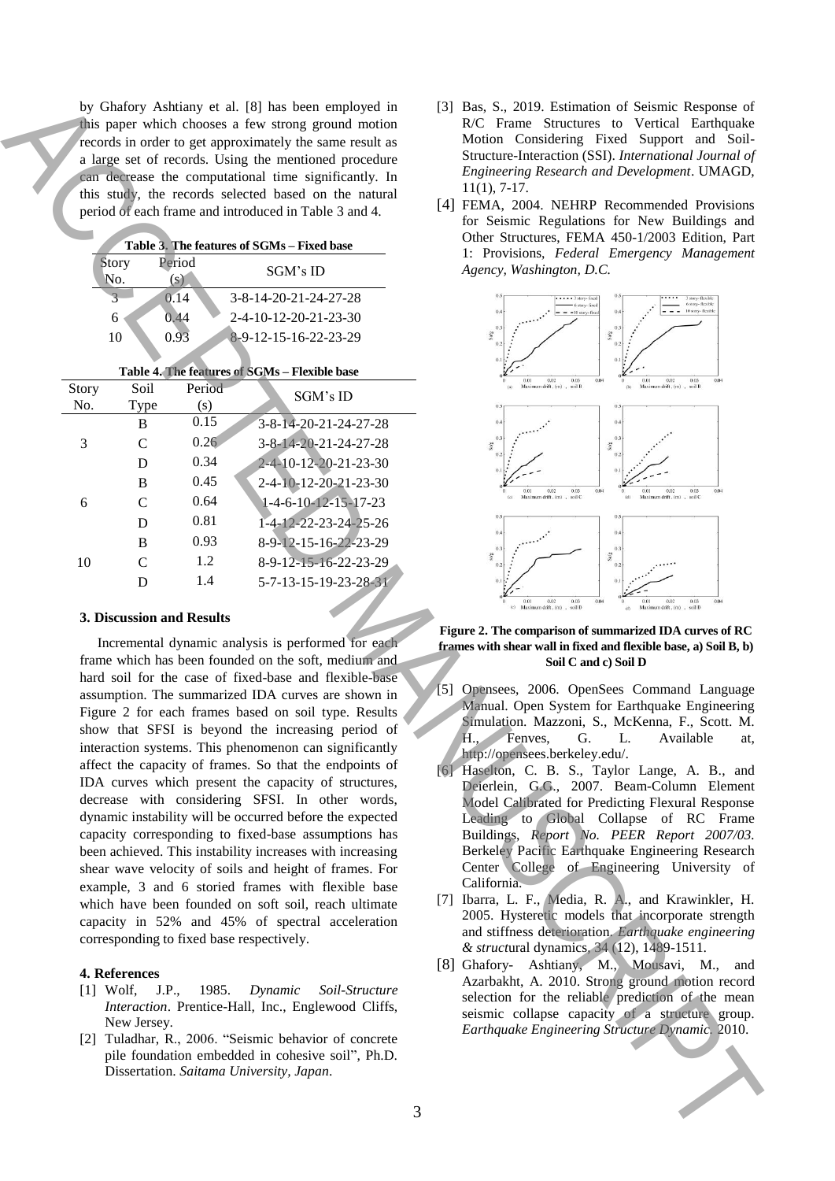by Ghafory Ashtiany et al. [8] has been employed in this paper which chooses a few strong ground motion records in order to get approximately the same result as a large set of records. Using the mentioned procedure can decrease the computational time significantly. In this study, the records selected based on the natural period of each frame and introduced in Table 3 and 4.

**Table 3. The features of SGMs – Fixed base**

| Story No. | Period (s) | SGM's ID |
|---|---|---|
| 3 | 0.14 | 3-8-14-20-21-24-27-28 |
| 6 | 0.44 | 2-4-10-12-20-21-23-30 |
| 10 | 0.93 | 8-9-12-15-16-22-23-29 |

**Table 4. The features of SGMs – Flexible base**

| Story No. | Soil Type | Period (s) | SGM's ID |
|---|---|---|---|
| | B | 0.15 | 3-8-14-20-21-24-27-28 |
| 3 | C | 0.26 | 3-8-14-20-21-24-27-28 |
| | D | 0.34 | 2-4-10-12-20-21-23-30 |
| | B | 0.45 | 2-4-10-12-20-21-23-30 |
| 6 | C | 0.64 | 1-4-6-10-12-15-17-23 |
| | D | 0.81 | 1-4-12-22-23-24-25-26 |
| | B | 0.93 | 8-9-12-15-16-22-23-29 |
| 10 | C | 1.2 | 8-9-12-15-16-22-23-29 |
| | D | 1.4 | 5-7-13-15-19-23-28-31 |

### 3. Discussion and Results

Incremental dynamic analysis is performed for each frame which has been founded on the soft, medium and hard soil for the case of fixed-base and flexible-base assumption. The summarized IDA curves are shown in Figure 2 for each frames based on soil type. Results show that SFSI is beyond the increasing period of interaction systems. This phenomenon can significantly affect the capacity of frames. So that the endpoints of IDA curves which present the capacity of structures, decrease with considering SFSI. In other words, dynamic instability will be occurred before the expected capacity corresponding to fixed-base assumptions has been achieved. This instability increases with increasing shear wave velocity of soils and height of frames. For example, 3 and 6 storied frames with flexible base which have been founded on soft soil, reach ultimate capacity in 52% and 45% of spectral acceleration corresponding to fixed base respectively.

**Figure 2. The comparison of summarized IDA curves of RC frames with shear wall in fixed and flexible base, a) Soil B, b) Soil C and c) Soil D**

### 4. References

[1] Wolf, J.P., 1985. *Dynamic Soil-Structure Interaction*. Prentice-Hall, Inc., Englewood Cliffs, New Jersey.

[2] Tuladhar, R., 2006. "Seismic behavior of concrete pile foundation embedded in cohesive soil", Ph.D. Dissertation. *Saitama University, Japan*.

[3] Bas, S., 2019. Estimation of Seismic Response of R/C Frame Structures to Vertical Earthquake Motion Considering Fixed Support and Soil-Structure-Interaction (SSI). *International Journal of Engineering Research and Development*. UMAGD, 11(1), 7-17.

[4] FEMA, 2004. NEHRP Recommended Provisions for Seismic Regulations for New Buildings and Other Structures, FEMA 450-1/2003 Edition, Part 1: Provisions, *Federal Emergency Management Agency, Washington, D.C.*

[5] Opensees, 2006. OpenSees Command Language Manual. Open System for Earthquake Engineering Simulation. Mazzoni, S., McKenna, F., Scott. M. H., Fenves, G. L. Available at, http://opensees.berkeley.edu/.

[6] Haselton, C. B. S., Taylor Lange, A. B., and Deierlein, G.G., 2007. Beam-Column Element Model Calibrated for Predicting Flexural Response Leading to Global Collapse of RC Frame Buildings, *Report No. PEER Report 2007/03*. Berkeley Pacific Earthquake Engineering Research Center College of Engineering University of California.

[7] Ibarra, L. F., Media, R. A., and Krawinkler, H. 2005. Hysteretic models that incorporate strength and stiffness deterioration. *Earthquake engineering & structural dynamics*, 34 (12), 1489-1511.

[8] Ghafory- Ashtiany, M., Mousavi, M., and Azarbakht, A. 2010. Strong ground motion record selection for the reliable prediction of the mean seismic collapse capacity of a structure group. *Earthquake Engineering Structure Dynamic*. 2010.